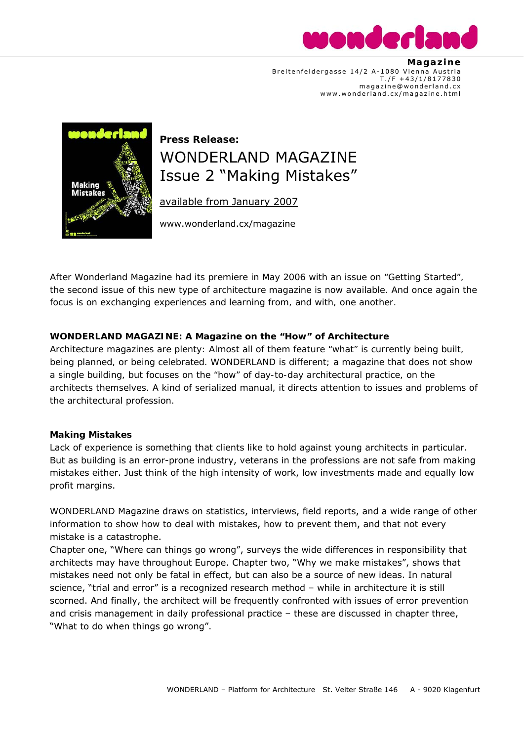**Magazine**
Breitenfeldergasse 14/2 A-1080 Vienna Austria
T./F +43/1/8177830
magazine@wonderland.cx
www.wonderland.cx/magazine.html

**Press Release:**

# WONDERLAND MAGAZINE Issue 2 "Making Mistakes"

available from January 2007

www.wonderland.cx/magazine

After Wonderland Magazine had its premiere in May 2006 with an issue on "Getting Started", the second issue of this new type of architecture magazine is now available. And once again the focus is on exchanging experiences and learning from, and with, one another.

**WONDERLAND MAGAZINE: A Magazine on the "How" of Architecture**

Architecture magazines are plenty: Almost all of them feature "what" is currently being built, being planned, or being celebrated. WONDERLAND is different; a magazine that does not show a single building, but focuses on the "how" of day-to-day architectural practice, on the architects themselves. A kind of serialized manual, it directs attention to issues and problems of the architectural profession.

**Making Mistakes**

Lack of experience is something that clients like to hold against young architects in particular. But as building is an error-prone industry, veterans in the professions are not safe from making mistakes either. Just think of the high intensity of work, low investments made and equally low profit margins.

WONDERLAND Magazine draws on statistics, interviews, field reports, and a wide range of other information to show how to deal with mistakes, how to prevent them, and that not every mistake is a catastrophe.

Chapter one, "Where can things go wrong", surveys the wide differences in responsibility that architects may have throughout Europe. Chapter two, "Why we make mistakes", shows that mistakes need not only be fatal in effect, but can also be a source of new ideas. In natural science, "trial and error" is a recognized research method – while in architecture it is still scorned. And finally, the architect will be frequently confronted with issues of error prevention and crisis management in daily professional practice – these are discussed in chapter three, "What to do when things go wrong".

WONDERLAND – Platform for Architecture St. Veiter Straße 146 A - 9020 Klagenfurt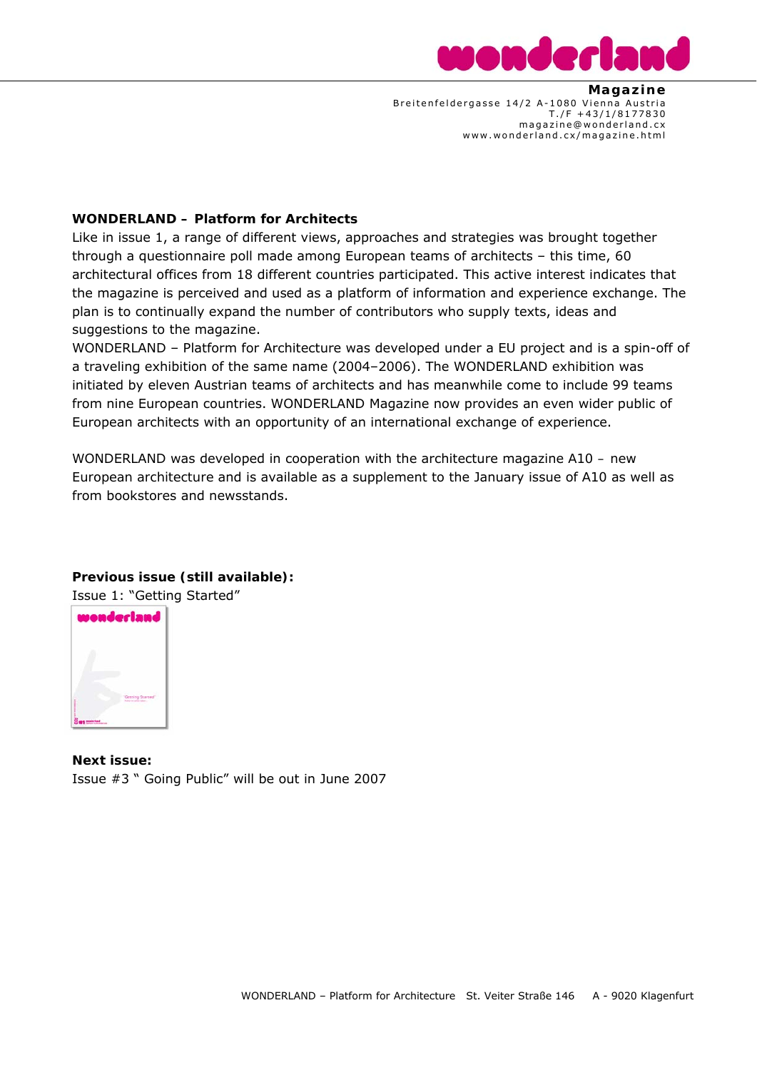**Magazine**
Breitenfeldergasse 14/2 A-1080 Vienna Austria
T./F +43/1/8177830
magazine@wonderland.cx
www.wonderland.cx/magazine.html

**WONDERLAND – Platform for Architects**

Like in issue 1, a range of different views, approaches and strategies was brought together through a questionnaire poll made among European teams of architects – this time, 60 architectural offices from 18 different countries participated. This active interest indicates that the magazine is perceived and used as a platform of information and experience exchange. The plan is to continually expand the number of contributors who supply texts, ideas and suggestions to the magazine.

WONDERLAND – Platform for Architecture was developed under a EU project and is a spin-off of a traveling exhibition of the same name (2004–2006). The WONDERLAND exhibition was initiated by eleven Austrian teams of architects and has meanwhile come to include 99 teams from nine European countries. WONDERLAND Magazine now provides an even wider public of European architects with an opportunity of an international exchange of experience.

WONDERLAND was developed in cooperation with the architecture magazine A10 – new European architecture and is available as a supplement to the January issue of A10 as well as from bookstores and newsstands.

**Previous issue (still available):**

Issue 1: "Getting Started"

**Next issue:**

Issue #3 " Going Public" will be out in June 2007

WONDERLAND – Platform for Architecture St. Veiter Straße 146 A - 9020 Klagenfurt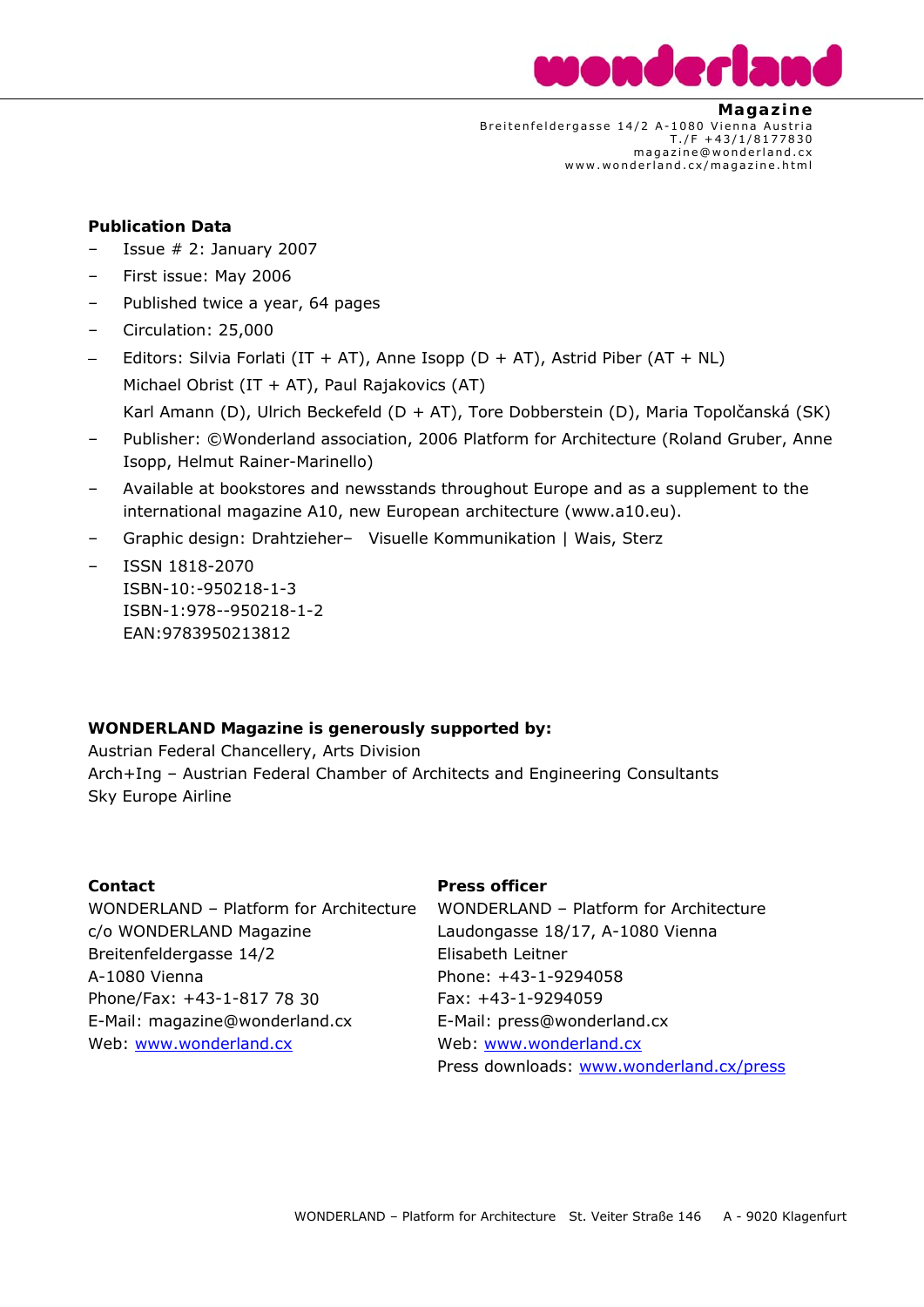**wonderland**

**Magazine**
Breitenfeldergasse 14/2 A-1080 Vienna Austria
T./F +43/1/8177830
magazine@wonderland.cx
www.wonderland.cx/magazine.html

**Publication Data**

- Issue # 2: January 2007
- First issue: May 2006
- Published twice a year, 64 pages
- Circulation: 25,000
- Editors: Silvia Forlati (IT + AT), Anne Isopp (D + AT), Astrid Piber (AT + NL)
  Michael Obrist (IT + AT), Paul Rajakovics (AT)
  Karl Amann (D), Ulrich Beckefeld (D + AT), Tore Dobberstein (D), Maria Topolčanská (SK)
- Publisher: ©Wonderland association, 2006 Platform for Architecture (Roland Gruber, Anne Isopp, Helmut Rainer-Marinello)
- Available at bookstores and newsstands throughout Europe and as a supplement to the international magazine A10, new European architecture (www.a10.eu).
- Graphic design: Drahtzieher– Visuelle Kommunikation | Wais, Sterz
- ISSN 1818-2070
  ISBN-10:-950218-1-3
  ISBN-1:978--950218-1-2
  EAN:9783950213812

**WONDERLAND Magazine is generously supported by:**
Austrian Federal Chancellery, Arts Division
Arch+Ing – Austrian Federal Chamber of Architects and Engineering Consultants
Sky Europe Airline

**Contact**
WONDERLAND – Platform for Architecture
c/o WONDERLAND Magazine
Breitenfeldergasse 14/2
A-1080 Vienna
Phone/Fax: +43-1-817 78 30
E-Mail: magazine@wonderland.cx
Web: www.wonderland.cx

**Press officer**
WONDERLAND – Platform for Architecture
Laudongasse 18/17, A-1080 Vienna
Elisabeth Leitner
Phone: +43-1-9294058
Fax: +43-1-9294059
E-Mail: press@wonderland.cx
Web: www.wonderland.cx
Press downloads: www.wonderland.cx/press

WONDERLAND – Platform for Architecture St. Veiter Straße 146 A - 9020 Klagenfurt